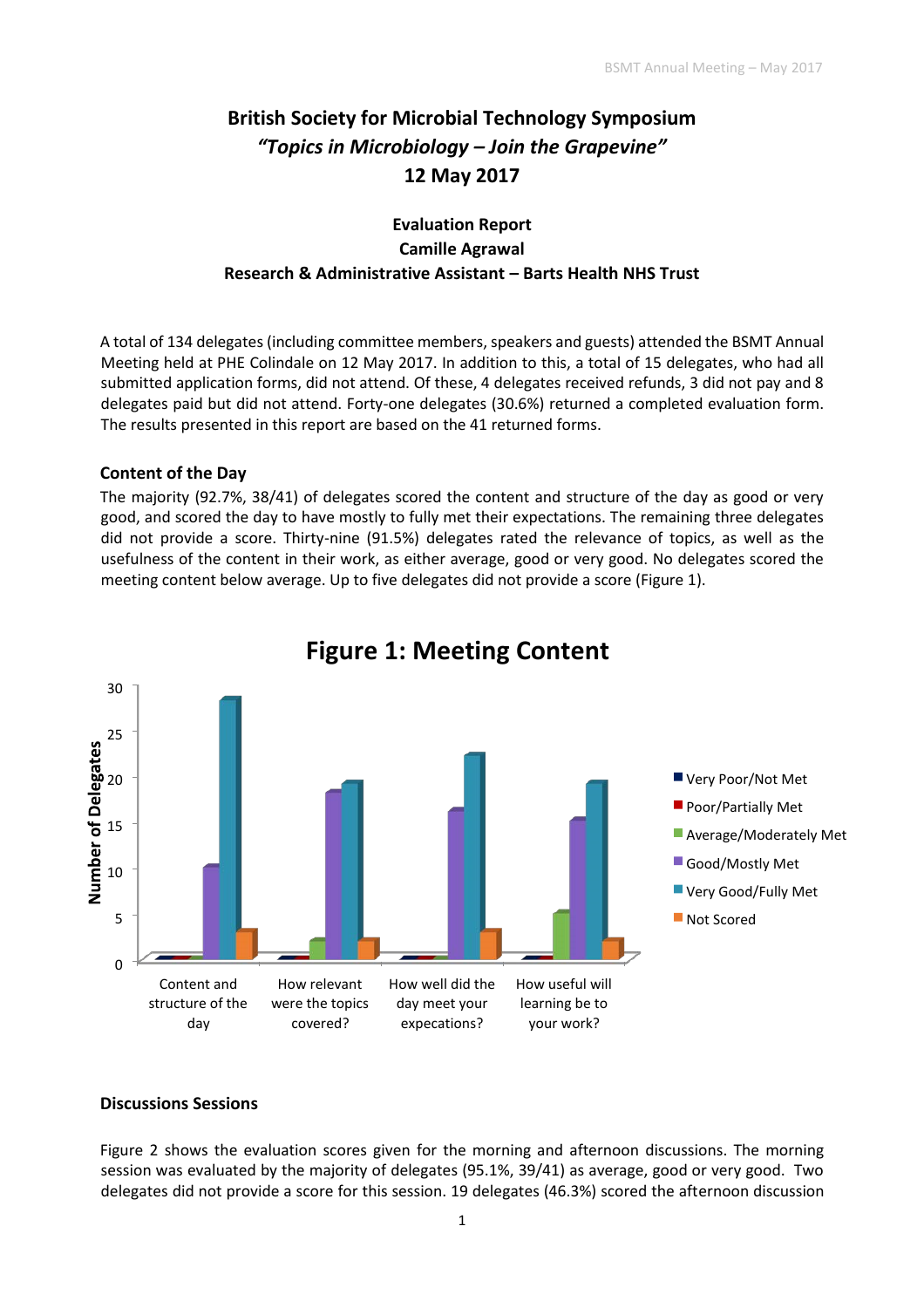# British Society for Microbial Technology Symposium
## *"Topics in Microbiology – Join the Grapevine"*
## 12 May 2017

**Evaluation Report**
**Camille Agrawal**
**Research & Administrative Assistant – Barts Health NHS Trust**

A total of 134 delegates (including committee members, speakers and guests) attended the BSMT Annual Meeting held at PHE Colindale on 12 May 2017. In addition to this, a total of 15 delegates, who had all submitted application forms, did not attend. Of these, 4 delegates received refunds, 3 did not pay and 8 delegates paid but did not attend. Forty-one delegates (30.6%) returned a completed evaluation form. The results presented in this report are based on the 41 returned forms.

### Content of the Day

The majority (92.7%, 38/41) of delegates scored the content and structure of the day as good or very good, and scored the day to have mostly to fully met their expectations. The remaining three delegates did not provide a score. Thirty-nine (91.5%) delegates rated the relevance of topics, as well as the usefulness of the content in their work, as either average, good or very good. No delegates scored the meeting content below average. Up to five delegates did not provide a score (Figure 1).

**Figure 1: Meeting Content**

| Number of Delegates | Very Poor/Not Met | Poor/Partially Met | Average/Moderately Met | Good/Mostly Met | Very Good/Fully Met | Not Scored |
|---|---|---|---|---|---|---|
| Content and structure of the day | 0 | 0 | 0 | 10 | 28 | 3 |
| How relevant were the topics covered? | 0 | 0 | 2 | 18 | 19 | 2 |
| How well did the day meet your expecations? | 0 | 0 | 0 | 16 | 22 | 3 |
| How useful will learning be to your work? | 0 | 0 | 5 | 15 | 19 | 2 |

### Discussions Sessions

Figure 2 shows the evaluation scores given for the morning and afternoon discussions. The morning session was evaluated by the majority of delegates (95.1%, 39/41) as average, good or very good. Two delegates did not provide a score for this session. 19 delegates (46.3%) scored the afternoon discussion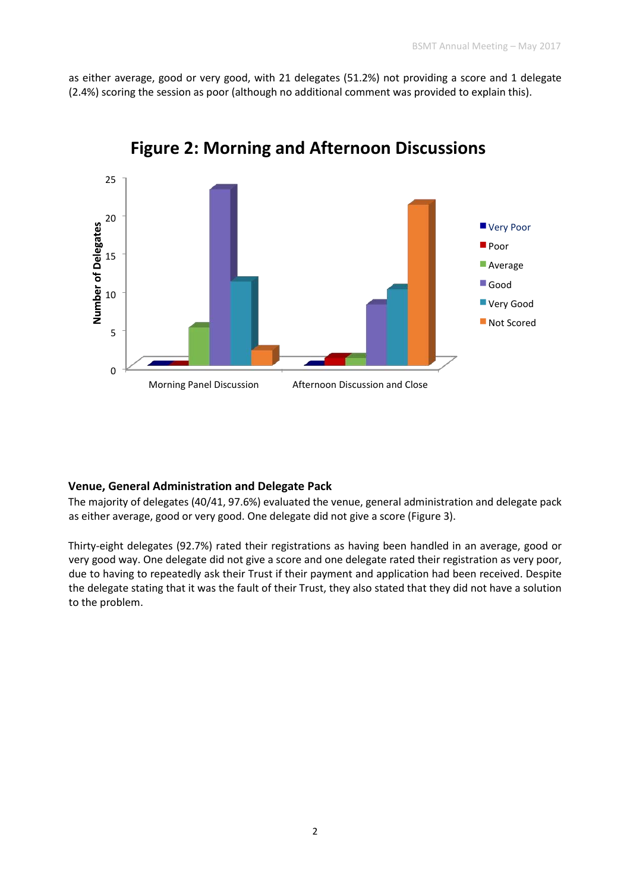as either average, good or very good, with 21 delegates (51.2%) not providing a score and 1 delegate (2.4%) scoring the session as poor (although no additional comment was provided to explain this).

**Figure 2: Morning and Afternoon Discussions**

### Venue, General Administration and Delegate Pack

The majority of delegates (40/41, 97.6%) evaluated the venue, general administration and delegate pack as either average, good or very good. One delegate did not give a score (Figure 3).

Thirty-eight delegates (92.7%) rated their registrations as having been handled in an average, good or very good way. One delegate did not give a score and one delegate rated their registration as very poor, due to having to repeatedly ask their Trust if their payment and application had been received. Despite the delegate stating that it was the fault of their Trust, they also stated that they did not have a solution to the problem.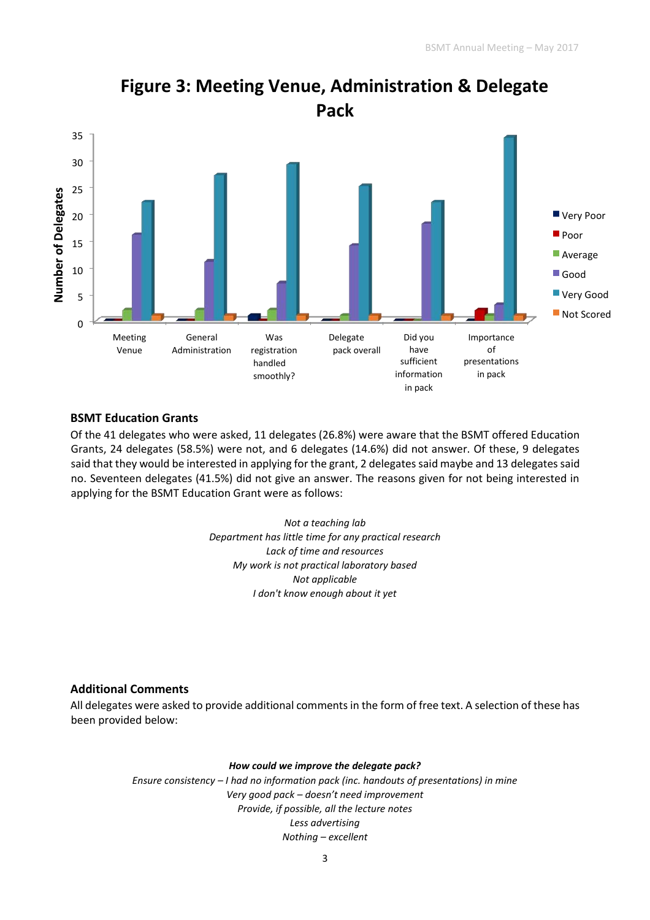**Figure 3: Meeting Venue, Administration & Delegate Pack**

## BSMT Education Grants

Of the 41 delegates who were asked, 11 delegates (26.8%) were aware that the BSMT offered Education Grants, 24 delegates (58.5%) were not, and 6 delegates (14.6%) did not answer. Of these, 9 delegates said that they would be interested in applying for the grant, 2 delegates said maybe and 13 delegates said no. Seventeen delegates (41.5%) did not give an answer. The reasons given for not being interested in applying for the BSMT Education Grant were as follows:

*Not a teaching lab*
*Department has little time for any practical research*
*Lack of time and resources*
*My work is not practical laboratory based*
*Not applicable*
*I don't know enough about it yet*

## Additional Comments

All delegates were asked to provide additional comments in the form of free text. A selection of these has been provided below:

***How could we improve the delegate pack?***
*Ensure consistency – I had no information pack (inc. handouts of presentations) in mine*
*Very good pack – doesn't need improvement*
*Provide, if possible, all the lecture notes*
*Less advertising*
*Nothing – excellent*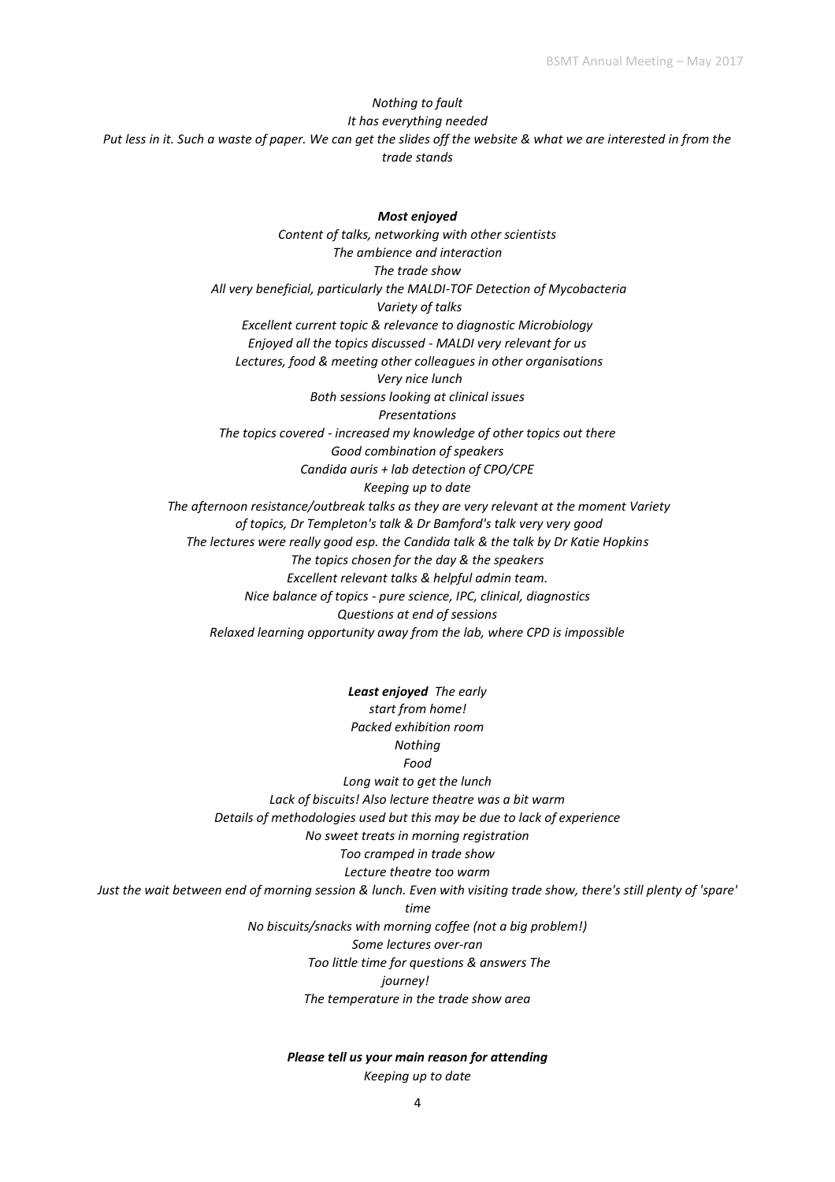*Nothing to fault*

*It has everything needed*

*Put less in it. Such a waste of paper. We can get the slides off the website & what we are interested in from the trade stands*

***Most enjoyed***

*Content of talks, networking with other scientists*

*The ambience and interaction*

*The trade show*

*All very beneficial, particularly the MALDI-TOF Detection of Mycobacteria*

*Variety of talks*

*Excellent current topic & relevance to diagnostic Microbiology*

*Enjoyed all the topics discussed - MALDI very relevant for us*

*Lectures, food & meeting other colleagues in other organisations*

*Very nice lunch*

*Both sessions looking at clinical issues*

*Presentations*

*The topics covered - increased my knowledge of other topics out there*

*Good combination of speakers*

*Candida auris + lab detection of CPO/CPE*

*Keeping up to date*

*The afternoon resistance/outbreak talks as they are very relevant at the moment Variety of topics, Dr Templeton's talk & Dr Bamford's talk very very good*

*The lectures were really good esp. the Candida talk & the talk by Dr Katie Hopkins*

*The topics chosen for the day & the speakers*

*Excellent relevant talks & helpful admin team.*

*Nice balance of topics - pure science, IPC, clinical, diagnostics*

*Questions at end of sessions*

*Relaxed learning opportunity away from the lab, where CPD is impossible*

***Least enjoyed***

*The early start from home!*

*Packed exhibition room*

*Nothing*

*Food*

*Long wait to get the lunch*

*Lack of biscuits! Also lecture theatre was a bit warm*

*Details of methodologies used but this may be due to lack of experience*

*No sweet treats in morning registration*

*Too cramped in trade show*

*Lecture theatre too warm*

*Just the wait between end of morning session & lunch. Even with visiting trade show, there's still plenty of 'spare' time*

*No biscuits/snacks with morning coffee (not a big problem!)*

*Some lectures over-ran*

*Too little time for questions & answers*

*The journey!*

*The temperature in the trade show area*

***Please tell us your main reason for attending***

*Keeping up to date*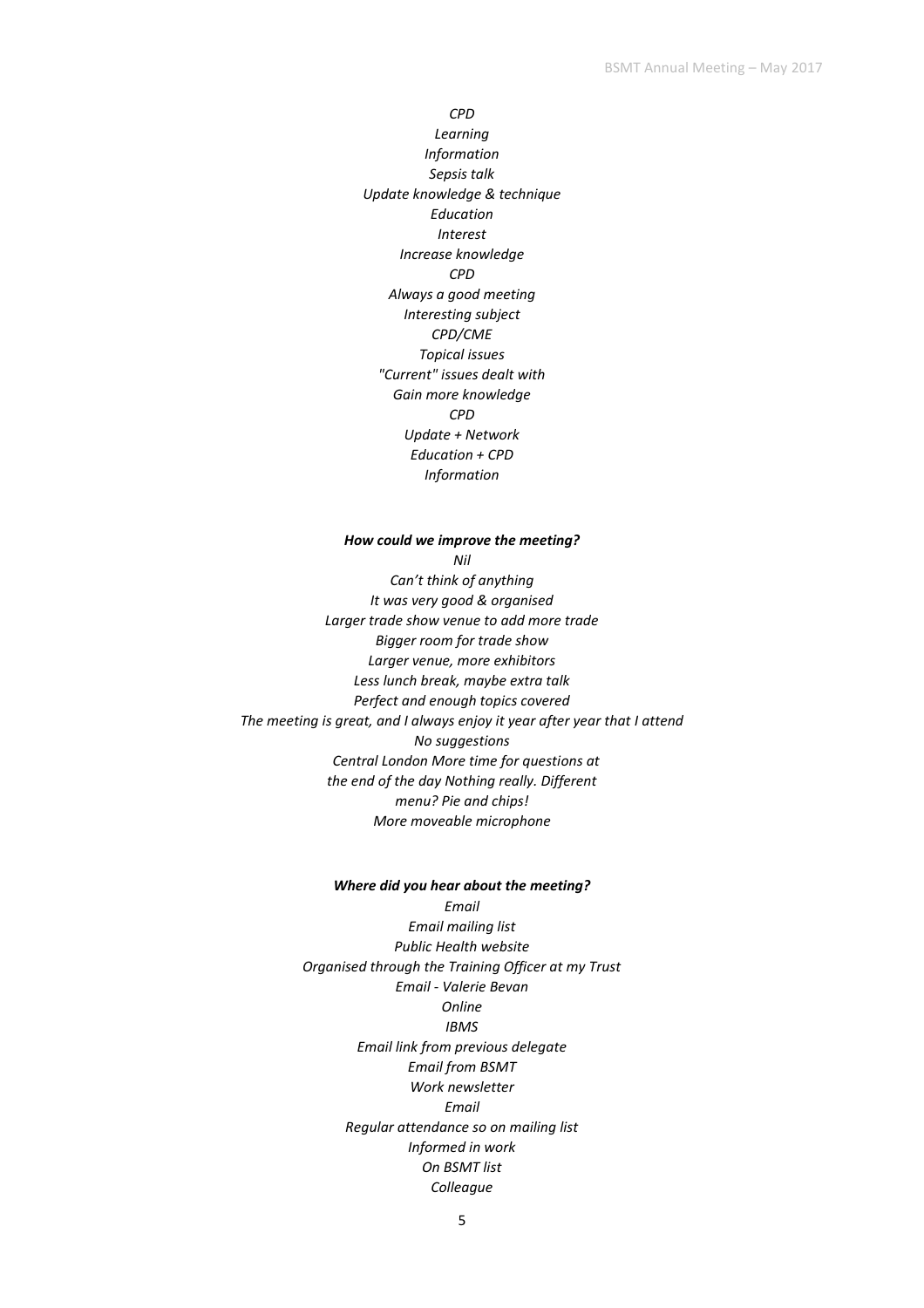*CPD*
*Learning*
*Information*
*Sepsis talk*
*Update knowledge & technique*
*Education*
*Interest*
*Increase knowledge*
*CPD*
*Always a good meeting*
*Interesting subject*
*CPD/CME*
*Topical issues*
*"Current" issues dealt with*
*Gain more knowledge*
*CPD*
*Update + Network*
*Education + CPD*
*Information*

***How could we improve the meeting?***

*Nil*
*Can't think of anything*
*It was very good & organised*
*Larger trade show venue to add more trade*
*Bigger room for trade show*
*Larger venue, more exhibitors*
*Less lunch break, maybe extra talk*
*Perfect and enough topics covered*
*The meeting is great, and I always enjoy it year after year that I attend*
*No suggestions*
*Central London More time for questions at the end of the day Nothing really. Different menu? Pie and chips!*
*More moveable microphone*

***Where did you hear about the meeting?***

*Email*
*Email mailing list*
*Public Health website*
*Organised through the Training Officer at my Trust*
*Email - Valerie Bevan*
*Online*
*IBMS*
*Email link from previous delegate*
*Email from BSMT*
*Work newsletter*
*Email*
*Regular attendance so on mailing list*
*Informed in work*
*On BSMT list*
*Colleague*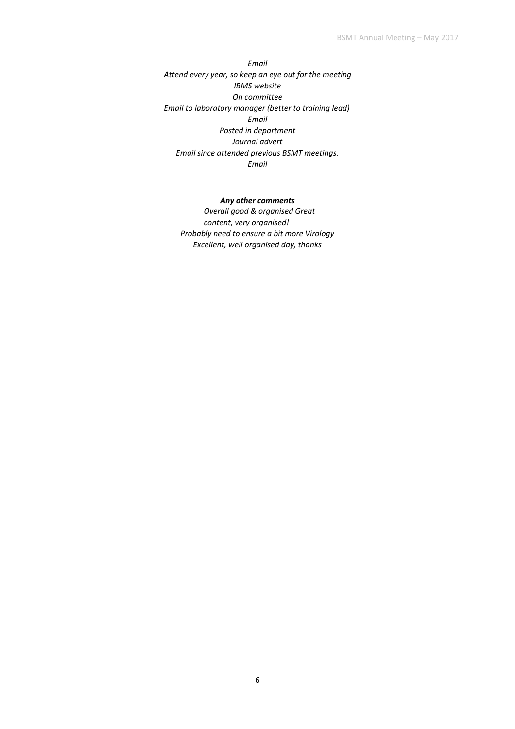*Email*
*Attend every year, so keep an eye out for the meeting*
*IBMS website*
*On committee*
*Email to laboratory manager (better to training lead)*
*Email*
*Posted in department*
*Journal advert*
*Email since attended previous BSMT meetings.*
*Email*

***Any other comments***

*Overall good & organised Great content, very organised!*
*Probably need to ensure a bit more Virology*
*Excellent, well organised day, thanks*